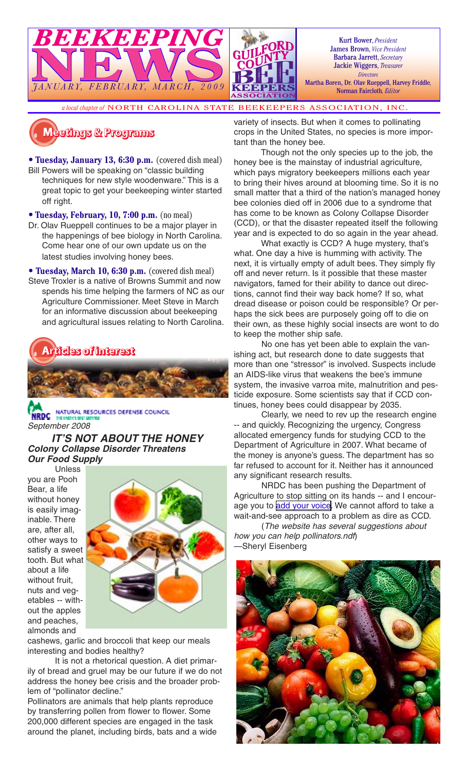# BEEKEEPING NEWS

*JANUARY, FEBRUARY, MARCH, 2009*

**GUILFORD COUNTY BEEKEEPERS ASSOCIATION**

Kurt Bower, *President*
James Brown, *Vice President*
Barbara Jarrett, *Secretary*
Jackie Wiggers, *Treasurer*
*Directors*
Martha Boren, Dr. Olav Rueppell, Harvey Friddle,
Norman Faircloth, *Editor*

*a local chapter of* NORTH CAROLINA STATE BEEKEEPERS ASSOCIATION, INC.

## Meetings & Programs

- **Tuesday, January 13, 6:30 p.m.** (covered dish meal)
Bill Powers will be speaking on "classic building techniques for new style woodenware." This is a great topic to get your beekeeping winter started off right.

- **Tuesday, February, 10, 7:00 p.m.** (no meal)
Dr. Olav Rueppell continues to be a major player in the happenings of bee biology in North Carolina. Come hear one of our own update us on the latest studies involving honey bees.

- **Tuesday, March 10, 6:30 p.m.** (covered dish meal)
Steve Troxler is a native of Browns Summit and now spends his time helping the farmers of NC as our Agriculture Commissioner. Meet Steve in March for an informative discussion about beekeeping and agricultural issues relating to North Carolina.

## Articles of Interest

NRDC NATURAL RESOURCES DEFENSE COUNCIL

*September 2008*

### IT'S NOT ABOUT THE HONEY
### *Colony Collapse Disorder Threatens Our Food Supply*

Unless you are Pooh Bear, a life without honey is easily imaginable. There are, after all, other ways to satisfy a sweet tooth. But what about a life without fruit, nuts and vegetables -- without the apples and peaches, almonds and cashews, garlic and broccoli that keep our meals interesting and bodies healthy?

It is not a rhetorical question. A diet primarily of bread and gruel may be our future if we do not address the honey bee crisis and the broader problem of "pollinator decline."

Pollinators are animals that help plants reproduce by transferring pollen from flower to flower. Some 200,000 different species are engaged in the task around the planet, including birds, bats and a wide variety of insects. But when it comes to pollinating crops in the United States, no species is more important than the honey bee.

Though not the only species up to the job, the honey bee is the mainstay of industrial agriculture, which pays migratory beekeepers millions each year to bring their hives around at blooming time. So it is no small matter that a third of the nation's managed honey bee colonies died off in 2006 due to a syndrome that has come to be known as Colony Collapse Disorder (CCD), or that the disaster repeated itself the following year and is expected to do so again in the year ahead.

What exactly is CCD? A huge mystery, that's what. One day a hive is humming with activity. The next, it is virtually empty of adult bees. They simply fly off and never return. Is it possible that these master navigators, famed for their ability to dance out directions, cannot find their way back home? If so, what dread disease or poison could be responsible? Or perhaps the sick bees are purposely going off to die on their own, as these highly social insects are wont to do to keep the mother ship safe.

No one has yet been able to explain the vanishing act, but research done to date suggests that more than one "stressor" is involved. Suspects include an AIDS-like virus that weakens the bee's immune system, the invasive varroa mite, malnutrition and pesticide exposure. Some scientists say that if CCD continues, honey bees could disappear by 2035.

Clearly, we need to rev up the research engine -- and quickly. Recognizing the urgency, Congress allocated emergency funds for studying CCD to the Department of Agriculture in 2007. What became of the money is anyone's guess. The department has so far refused to account for it. Neither has it announced any significant research results.

NRDC has been pushing the Department of Agriculture to stop sitting on its hands -- and I encourage you to add your voice. We cannot afford to take a wait-and-see approach to a problem as dire as CCD.

(*The website has several suggestions about how you can help pollinators.ndf*)
—Sheryl Eisenberg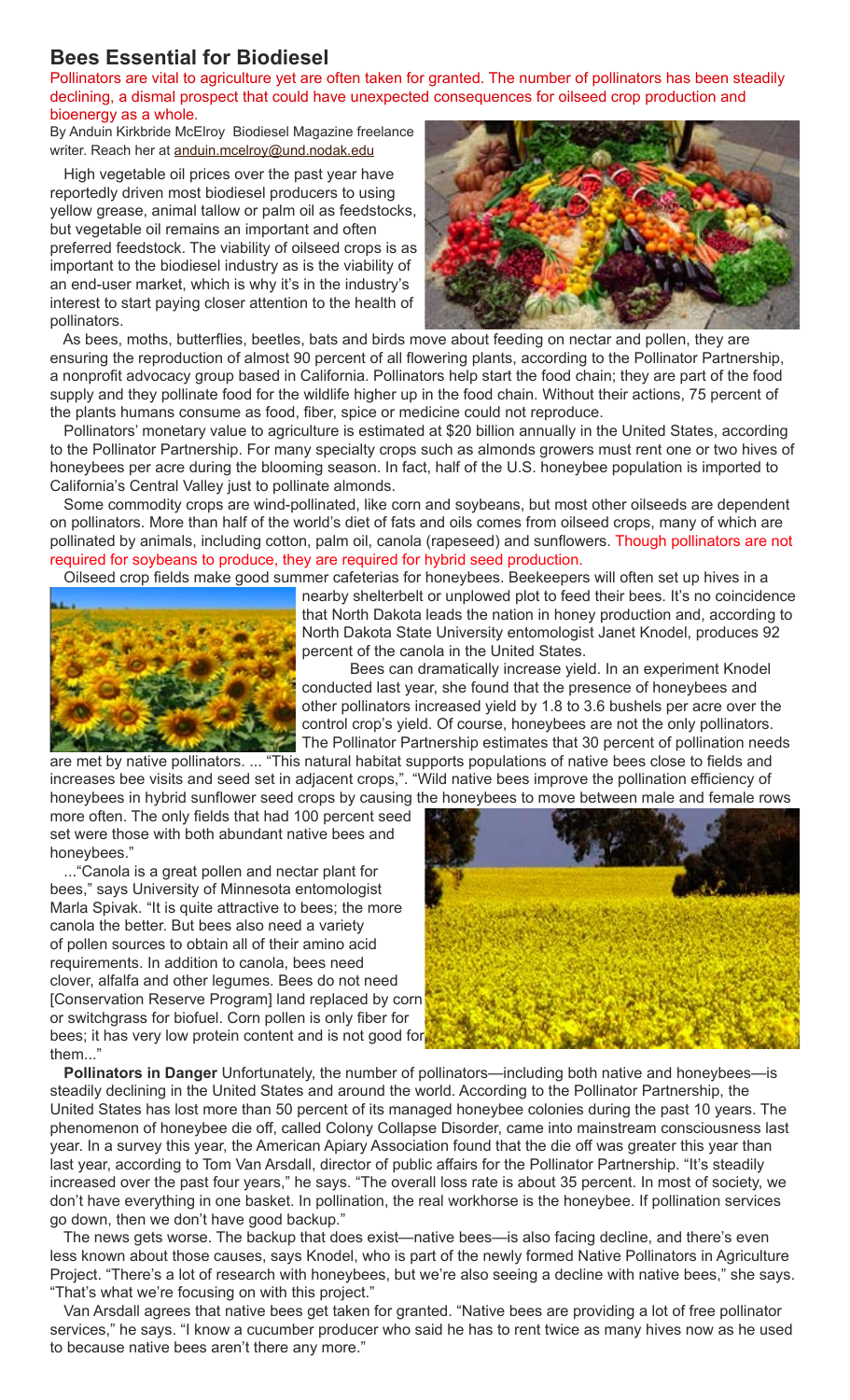## Bees Essential for Biodiesel

Pollinators are vital to agriculture yet are often taken for granted. The number of pollinators has been steadily declining, a dismal prospect that could have unexpected consequences for oilseed crop production and bioenergy as a whole.

By Anduin Kirkbride McElroy Biodiesel Magazine freelance writer. Reach her at anduin.mcelroy@und.nodak.edu

High vegetable oil prices over the past year have reportedly driven most biodiesel producers to using yellow grease, animal tallow or palm oil as feedstocks, but vegetable oil remains an important and often preferred feedstock. The viability of oilseed crops is as important to the biodiesel industry as is the viability of an end-user market, which is why it's in the industry's interest to start paying closer attention to the health of pollinators.

As bees, moths, butterflies, beetles, bats and birds move about feeding on nectar and pollen, they are ensuring the reproduction of almost 90 percent of all flowering plants, according to the Pollinator Partnership, a nonprofit advocacy group based in California. Pollinators help start the food chain; they are part of the food supply and they pollinate food for the wildlife higher up in the food chain. Without their actions, 75 percent of the plants humans consume as food, fiber, spice or medicine could not reproduce.

Pollinators' monetary value to agriculture is estimated at $20 billion annually in the United States, according to the Pollinator Partnership. For many specialty crops such as almonds growers must rent one or two hives of honeybees per acre during the blooming season. In fact, half of the U.S. honeybee population is imported to California's Central Valley just to pollinate almonds.

Some commodity crops are wind-pollinated, like corn and soybeans, but most other oilseeds are dependent on pollinators. More than half of the world's diet of fats and oils comes from oilseed crops, many of which are pollinated by animals, including cotton, palm oil, canola (rapeseed) and sunflowers. Though pollinators are not required for soybeans to produce, they are required for hybrid seed production.

Oilseed crop fields make good summer cafeterias for honeybees. Beekeepers will often set up hives in a nearby shelterbelt or unplowed plot to feed their bees. It's no coincidence that North Dakota leads the nation in honey production and, according to North Dakota State University entomologist Janet Knodel, produces 92 percent of the canola in the United States.

Bees can dramatically increase yield. In an experiment Knodel conducted last year, she found that the presence of honeybees and other pollinators increased yield by 1.8 to 3.6 bushels per acre over the control crop's yield. Of course, honeybees are not the only pollinators. The Pollinator Partnership estimates that 30 percent of pollination needs are met by native pollinators. ... "This natural habitat supports populations of native bees close to fields and increases bee visits and seed set in adjacent crops,". "Wild native bees improve the pollination efficiency of honeybees in hybrid sunflower seed crops by causing the honeybees to move between male and female rows more often. The only fields that had 100 percent seed set were those with both abundant native bees and honeybees."

..."Canola is a great pollen and nectar plant for bees," says University of Minnesota entomologist Marla Spivak. "It is quite attractive to bees; the more canola the better. But bees also need a variety of pollen sources to obtain all of their amino acid requirements. In addition to canola, bees need clover, alfalfa and other legumes. Bees do not need [Conservation Reserve Program] land replaced by corn or switchgrass for biofuel. Corn pollen is only fiber for bees; it has very low protein content and is not good for them..."

**Pollinators in Danger** Unfortunately, the number of pollinators—including both native and honeybees—is steadily declining in the United States and around the world. According to the Pollinator Partnership, the United States has lost more than 50 percent of its managed honeybee colonies during the past 10 years. The phenomenon of honeybee die off, called Colony Collapse Disorder, came into mainstream consciousness last year. In a survey this year, the American Apiary Association found that the die off was greater this year than last year, according to Tom Van Arsdall, director of public affairs for the Pollinator Partnership. "It's steadily increased over the past four years," he says. "The overall loss rate is about 35 percent. In most of society, we don't have everything in one basket. In pollination, the real workhorse is the honeybee. If pollination services go down, then we don't have good backup."

The news gets worse. The backup that does exist—native bees—is also facing decline, and there's even less known about those causes, says Knodel, who is part of the newly formed Native Pollinators in Agriculture Project. "There's a lot of research with honeybees, but we're also seeing a decline with native bees," she says. "That's what we're focusing on with this project."

Van Arsdall agrees that native bees get taken for granted. "Native bees are providing a lot of free pollinator services," he says. "I know a cucumber producer who said he has to rent twice as many hives now as he used to because native bees aren't there any more."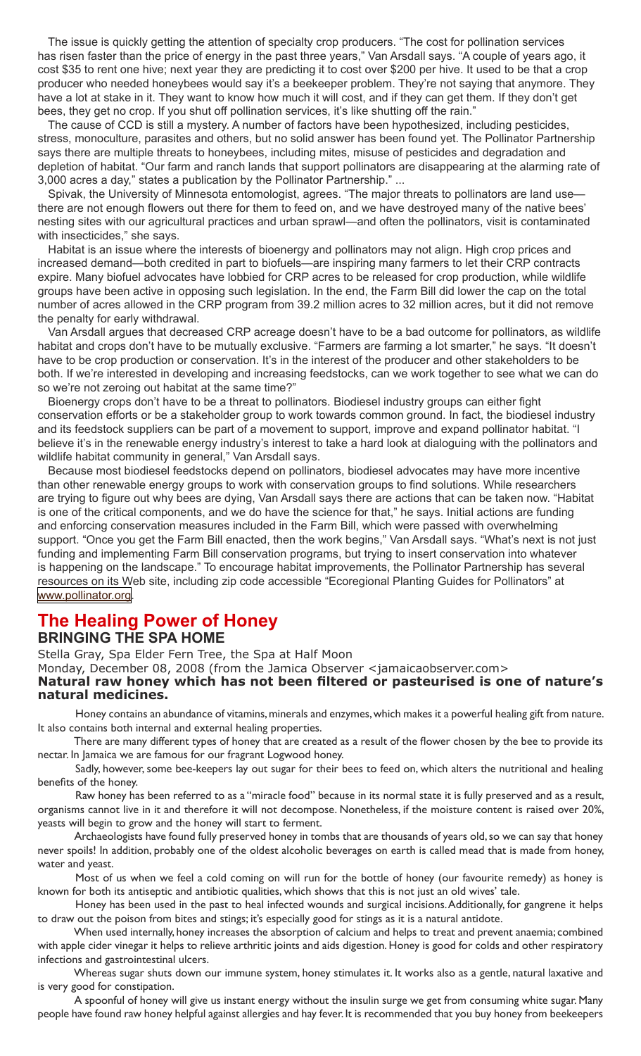The issue is quickly getting the attention of specialty crop producers. "The cost for pollination services has risen faster than the price of energy in the past three years," Van Arsdall says. "A couple of years ago, it cost $35 to rent one hive; next year they are predicting it to cost over $200 per hive. It used to be that a crop producer who needed honeybees would say it's a beekeeper problem. They're not saying that anymore. They have a lot at stake in it. They want to know how much it will cost, and if they can get them. If they don't get bees, they get no crop. If you shut off pollination services, it's like shutting off the rain."

The cause of CCD is still a mystery. A number of factors have been hypothesized, including pesticides, stress, monoculture, parasites and others, but no solid answer has been found yet. The Pollinator Partnership says there are multiple threats to honeybees, including mites, misuse of pesticides and degradation and depletion of habitat. "Our farm and ranch lands that support pollinators are disappearing at the alarming rate of 3,000 acres a day," states a publication by the Pollinator Partnership." ...

Spivak, the University of Minnesota entomologist, agrees. "The major threats to pollinators are land use—there are not enough flowers out there for them to feed on, and we have destroyed many of the native bees' nesting sites with our agricultural practices and urban sprawl—and often the pollinators, visit is contaminated with insecticides," she says.

Habitat is an issue where the interests of bioenergy and pollinators may not align. High crop prices and increased demand—both credited in part to biofuels—are inspiring many farmers to let their CRP contracts expire. Many biofuel advocates have lobbied for CRP acres to be released for crop production, while wildlife groups have been active in opposing such legislation. In the end, the Farm Bill did lower the cap on the total number of acres allowed in the CRP program from 39.2 million acres to 32 million acres, but it did not remove the penalty for early withdrawal.

Van Arsdall argues that decreased CRP acreage doesn't have to be a bad outcome for pollinators, as wildlife habitat and crops don't have to be mutually exclusive. "Farmers are farming a lot smarter," he says. "It doesn't have to be crop production or conservation. It's in the interest of the producer and other stakeholders to be both. If we're interested in developing and increasing feedstocks, can we work together to see what we can do so we're not zeroing out habitat at the same time?"

Bioenergy crops don't have to be a threat to pollinators. Biodiesel industry groups can either fight conservation efforts or be a stakeholder group to work towards common ground. In fact, the biodiesel industry and its feedstock suppliers can be part of a movement to support, improve and expand pollinator habitat. "I believe it's in the renewable energy industry's interest to take a hard look at dialoguing with the pollinators and wildlife habitat community in general," Van Arsdall says.

Because most biodiesel feedstocks depend on pollinators, biodiesel advocates may have more incentive than other renewable energy groups to work with conservation groups to find solutions. While researchers are trying to figure out why bees are dying, Van Arsdall says there are actions that can be taken now. "Habitat is one of the critical components, and we do have the science for that," he says. Initial actions are funding and enforcing conservation measures included in the Farm Bill, which were passed with overwhelming support. "Once you get the Farm Bill enacted, then the work begins," Van Arsdall says. "What's next is not just funding and implementing Farm Bill conservation programs, but trying to insert conservation into whatever is happening on the landscape." To encourage habitat improvements, the Pollinator Partnership has several resources on its Web site, including zip code accessible "Ecoregional Planting Guides for Pollinators" at www.pollinator.org.

## The Healing Power of Honey

### BRINGING THE SPA HOME

Stella Gray, Spa Elder Fern Tree, the Spa at Half Moon

Monday, December 08, 2008 (from the Jamica Observer <jamaicaobserver.com>

**Natural raw honey which has not been filtered or pasteurised is one of nature's natural medicines.**

Honey contains an abundance of vitamins, minerals and enzymes, which makes it a powerful healing gift from nature. It also contains both internal and external healing properties.

There are many different types of honey that are created as a result of the flower chosen by the bee to provide its nectar. In Jamaica we are famous for our fragrant Logwood honey.

Sadly, however, some bee-keepers lay out sugar for their bees to feed on, which alters the nutritional and healing benefits of the honey.

Raw honey has been referred to as a "miracle food" because in its normal state it is fully preserved and as a result, organisms cannot live in it and therefore it will not decompose. Nonetheless, if the moisture content is raised over 20%, yeasts will begin to grow and the honey will start to ferment.

Archaeologists have found fully preserved honey in tombs that are thousands of years old, so we can say that honey never spoils! In addition, probably one of the oldest alcoholic beverages on earth is called mead that is made from honey, water and yeast.

Most of us when we feel a cold coming on will run for the bottle of honey (our favourite remedy) as honey is known for both its antiseptic and antibiotic qualities, which shows that this is not just an old wives' tale.

Honey has been used in the past to heal infected wounds and surgical incisions. Additionally, for gangrene it helps to draw out the poison from bites and stings; it's especially good for stings as it is a natural antidote.

When used internally, honey increases the absorption of calcium and helps to treat and prevent anaemia; combined with apple cider vinegar it helps to relieve arthritic joints and aids digestion. Honey is good for colds and other respiratory infections and gastrointestinal ulcers.

Whereas sugar shuts down our immune system, honey stimulates it. It works also as a gentle, natural laxative and is very good for constipation.

A spoonful of honey will give us instant energy without the insulin surge we get from consuming white sugar. Many people have found raw honey helpful against allergies and hay fever. It is recommended that you buy honey from beekeepers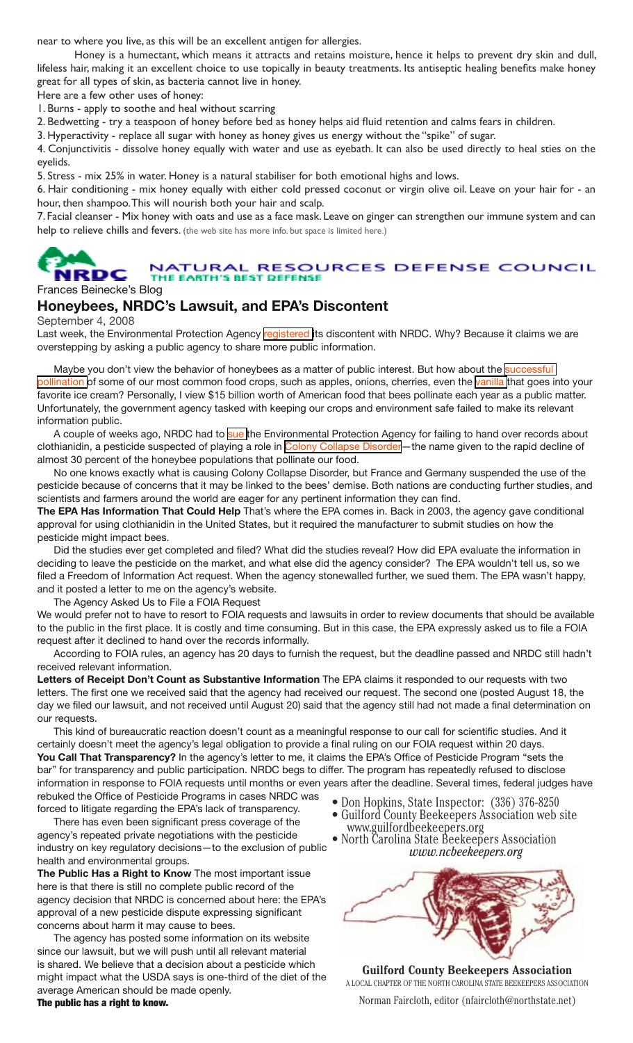near to where you live, as this will be an excellent antigen for allergies.

Honey is a humectant, which means it attracts and retains moisture, hence it helps to prevent dry skin and dull, lifeless hair, making it an excellent choice to use topically in beauty treatments. Its antiseptic healing benefits make honey great for all types of skin, as bacteria cannot live in honey.

Here are a few other uses of honey:

1. Burns - apply to soothe and heal without scarring
2. Bedwetting - try a teaspoon of honey before bed as honey helps aid fluid retention and calms fears in children.
3. Hyperactivity - replace all sugar with honey as honey gives us energy without the "spike" of sugar.
4. Conjunctivitis - dissolve honey equally with water and use as eyebath. It can also be used directly to heal sties on the eyelids.
5. Stress - mix 25% in water. Honey is a natural stabiliser for both emotional highs and lows.
6. Hair conditioning - mix honey equally with either cold pressed coconut or virgin olive oil. Leave on your hair for - an hour, then shampoo. This will nourish both your hair and scalp.
7. Facial cleanser - Mix honey with oats and use as a face mask. Leave on ginger can strengthen our immune system and can help to relieve chills and fevers. (the web site has more info. but space is limited here.)

NRDC NATURAL RESOURCES DEFENSE COUNCIL
THE EARTH'S BEST DEFENSE

Frances Beinecke's Blog

## Honeybees, NRDC's Lawsuit, and EPA's Discontent

September 4, 2008

Last week, the Environmental Protection Agency registered its discontent with NRDC. Why? Because it claims we are overstepping by asking a public agency to share more public information.

Maybe you don't view the behavior of honeybees as a matter of public interest. But how about the successful pollination of some of our most common food crops, such as apples, onions, cherries, even the vanilla that goes into your favorite ice cream? Personally, I view $15 billion worth of American food that bees pollinate each year as a public matter. Unfortunately, the government agency tasked with keeping our crops and environment safe failed to make its relevant information public.

A couple of weeks ago, NRDC had to sue the Environmental Protection Agency for failing to hand over records about clothianidin, a pesticide suspected of playing a role in Colony Collapse Disorder—the name given to the rapid decline of almost 30 percent of the honeybee populations that pollinate our food.

No one knows exactly what is causing Colony Collapse Disorder, but France and Germany suspended the use of the pesticide because of concerns that it may be linked to the bees' demise. Both nations are conducting further studies, and scientists and farmers around the world are eager for any pertinent information they can find.

**The EPA Has Information That Could Help** That's where the EPA comes in. Back in 2003, the agency gave conditional approval for using clothianidin in the United States, but it required the manufacturer to submit studies on how the pesticide might impact bees.

Did the studies ever get completed and filed? What did the studies reveal? How did EPA evaluate the information in deciding to leave the pesticide on the market, and what else did the agency consider? The EPA wouldn't tell us, so we filed a Freedom of Information Act request. When the agency stonewalled further, we sued them. The EPA wasn't happy, and it posted a letter to me on the agency's website.

The Agency Asked Us to File a FOIA Request

We would prefer not to have to resort to FOIA requests and lawsuits in order to review documents that should be available to the public in the first place. It is costly and time consuming. But in this case, the EPA expressly asked us to file a FOIA request after it declined to hand over the records informally.

According to FOIA rules, an agency has 20 days to furnish the request, but the deadline passed and NRDC still hadn't received relevant information.

**Letters of Receipt Don't Count as Substantive Information** The EPA claims it responded to our requests with two letters. The first one we received said that the agency had received our request. The second one (posted August 18, the day we filed our lawsuit, and not received until August 20) said that the agency still had not made a final determination on our requests.

This kind of bureaucratic reaction doesn't count as a meaningful response to our call for scientific studies. And it certainly doesn't meet the agency's legal obligation to provide a final ruling on our FOIA request within 20 days.

**You Call That Transparency?** In the agency's letter to me, it claims the EPA's Office of Pesticide Program "sets the bar" for transparency and public participation. NRDC begs to differ. The program has repeatedly refused to disclose information in response to FOIA requests until months or even years after the deadline. Several times, federal judges have rebuked the Office of Pesticide Programs in cases NRDC was forced to litigate regarding the EPA's lack of transparency.

There has even been significant press coverage of the agency's repeated private negotiations with the pesticide industry on key regulatory decisions—to the exclusion of public health and environmental groups.

**The Public Has a Right to Know** The most important issue here is that there is still no complete public record of the agency decision that NRDC is concerned about here: the EPA's approval of a new pesticide dispute expressing significant concerns about harm it may cause to bees.

The agency has posted some information on its website since our lawsuit, but we will push until all relevant material is shared. We believe that a decision about a pesticide which might impact what the USDA says is one-third of the diet of the average American should be made openly.

**The public has a right to know.**

- Don Hopkins, State Inspector: (336) 376-8250
- Guilford County Beekeepers Association web site www.guilfordbeekeepers.org
- North Carolina State Beekeepers Association *www.ncbeekeepers.org*

**Guilford County Beekeepers Association**
A LOCAL CHAPTER OF THE NORTH CAROLINA STATE BEEKEEPERS ASSOCIATION

Norman Faircloth, editor (nfaircloth@northstate.net)